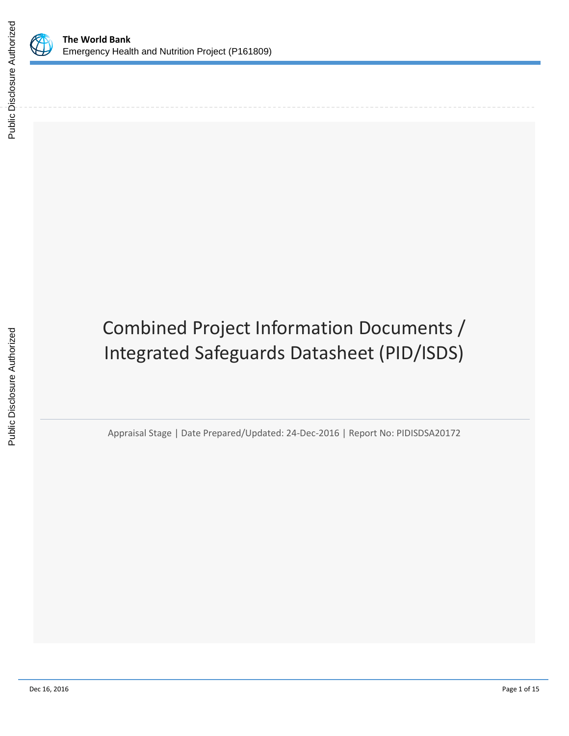# Combined Project Information Documents / Integrated Safeguards Datasheet (PID/ISDS)

Appraisal Stage | Date Prepared/Updated: 24-Dec-2016 | Report No: PIDISDSA20172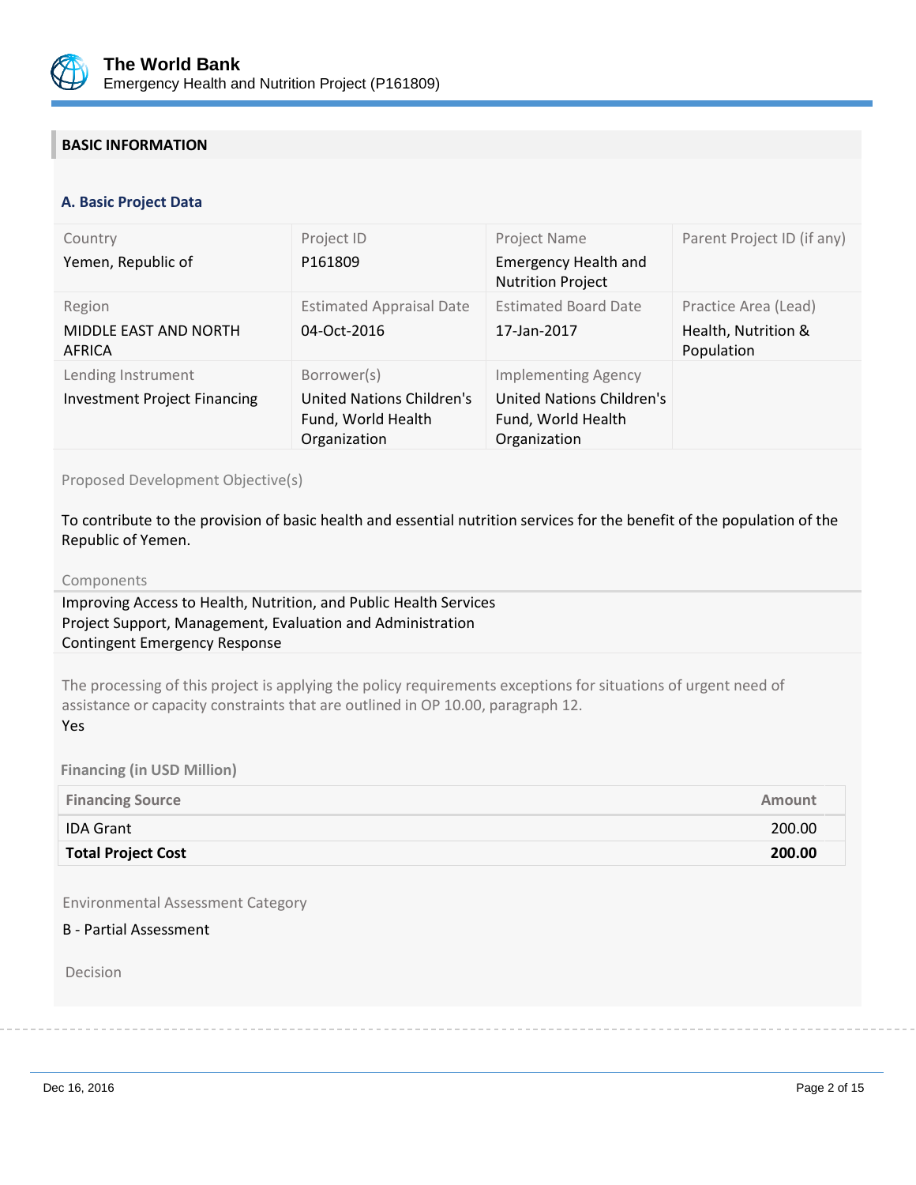## BASIC INFORMATION

### A. Basic Project Data

| Country | Project ID | Project Name | Parent Project ID (if any) |
|---|---|---|---|
| Yemen, Republic of | P161809 | Emergency Health and Nutrition Project | |
| **Region** | **Estimated Appraisal Date** | **Estimated Board Date** | **Practice Area (Lead)** |
| MIDDLE EAST AND NORTH AFRICA | 04-Oct-2016 | 17-Jan-2017 | Health, Nutrition & Population |
| **Lending Instrument** | **Borrower(s)** | **Implementing Agency** | |
| Investment Project Financing | United Nations Children's Fund, World Health Organization | United Nations Children's Fund, World Health Organization | |

Proposed Development Objective(s)

To contribute to the provision of basic health and essential nutrition services for the benefit of the population of the Republic of Yemen.

Components

Improving Access to Health, Nutrition, and Public Health Services
Project Support, Management, Evaluation and Administration
Contingent Emergency Response

The processing of this project is applying the policy requirements exceptions for situations of urgent need of assistance or capacity constraints that are outlined in OP 10.00, paragraph 12.
Yes

**Financing (in USD Million)**

| Financing Source | Amount |
|---|---|
| IDA Grant | 200.00 |
| **Total Project Cost** | **200.00** |

Environmental Assessment Category

B - Partial Assessment

Decision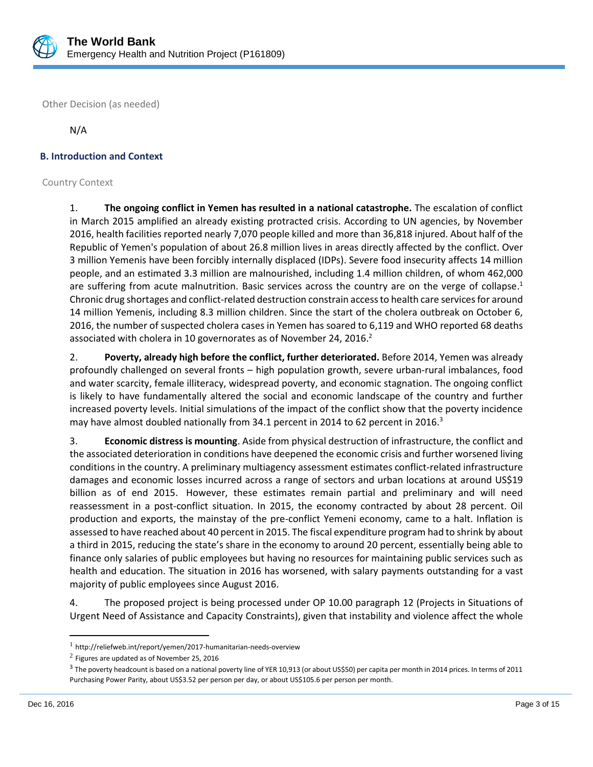Other Decision (as needed)

N/A

### B. Introduction and Context

Country Context

1. **The ongoing conflict in Yemen has resulted in a national catastrophe.** The escalation of conflict in March 2015 amplified an already existing protracted crisis. According to UN agencies, by November 2016, health facilities reported nearly 7,070 people killed and more than 36,818 injured. About half of the Republic of Yemen's population of about 26.8 million lives in areas directly affected by the conflict. Over 3 million Yemenis have been forcibly internally displaced (IDPs). Severe food insecurity affects 14 million people, and an estimated 3.3 million are malnourished, including 1.4 million children, of whom 462,000 are suffering from acute malnutrition. Basic services across the country are on the verge of collapse.[1] Chronic drug shortages and conflict-related destruction constrain access to health care services for around 14 million Yemenis, including 8.3 million children. Since the start of the cholera outbreak on October 6, 2016, the number of suspected cholera cases in Yemen has soared to 6,119 and WHO reported 68 deaths associated with cholera in 10 governorates as of November 24, 2016.[2]

2. **Poverty, already high before the conflict, further deteriorated.** Before 2014, Yemen was already profoundly challenged on several fronts – high population growth, severe urban-rural imbalances, food and water scarcity, female illiteracy, widespread poverty, and economic stagnation. The ongoing conflict is likely to have fundamentally altered the social and economic landscape of the country and further increased poverty levels. Initial simulations of the impact of the conflict show that the poverty incidence may have almost doubled nationally from 34.1 percent in 2014 to 62 percent in 2016.[3]

3. **Economic distress is mounting**. Aside from physical destruction of infrastructure, the conflict and the associated deterioration in conditions have deepened the economic crisis and further worsened living conditions in the country. A preliminary multiagency assessment estimates conflict-related infrastructure damages and economic losses incurred across a range of sectors and urban locations at around US$19 billion as of end 2015. However, these estimates remain partial and preliminary and will need reassessment in a post-conflict situation. In 2015, the economy contracted by about 28 percent. Oil production and exports, the mainstay of the pre-conflict Yemeni economy, came to a halt. Inflation is assessed to have reached about 40 percent in 2015. The fiscal expenditure program had to shrink by about a third in 2015, reducing the state's share in the economy to around 20 percent, essentially being able to finance only salaries of public employees but having no resources for maintaining public services such as health and education. The situation in 2016 has worsened, with salary payments outstanding for a vast majority of public employees since August 2016.

4. The proposed project is being processed under OP 10.00 paragraph 12 (Projects in Situations of Urgent Need of Assistance and Capacity Constraints), given that instability and violence affect the whole

---

[1] http://reliefweb.int/report/yemen/2017-humanitarian-needs-overview

[2] Figures are updated as of November 25, 2016

[3] The poverty headcount is based on a national poverty line of YER 10,913 (or about US$50) per capita per month in 2014 prices. In terms of 2011 Purchasing Power Parity, about US$3.52 per person per day, or about US$105.6 per person per month.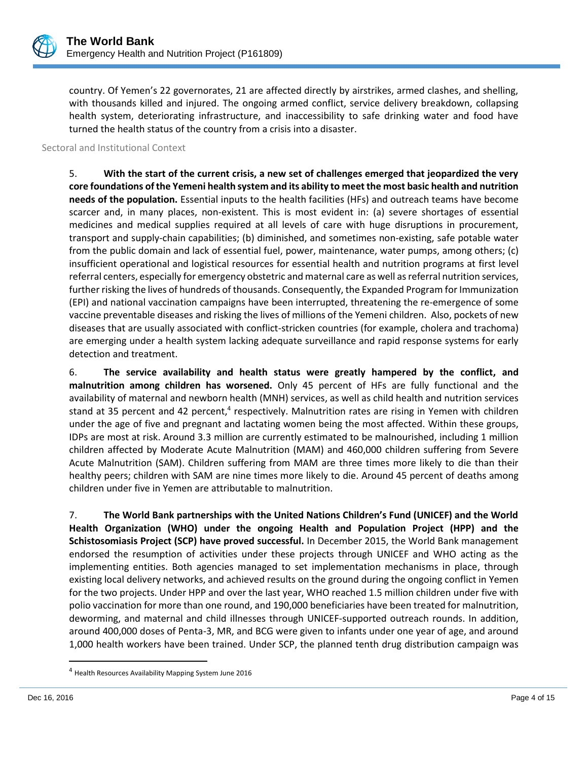country. Of Yemen's 22 governorates, 21 are affected directly by airstrikes, armed clashes, and shelling, with thousands killed and injured. The ongoing armed conflict, service delivery breakdown, collapsing health system, deteriorating infrastructure, and inaccessibility to safe drinking water and food have turned the health status of the country from a crisis into a disaster.

### Sectoral and Institutional Context

5. **With the start of the current crisis, a new set of challenges emerged that jeopardized the very core foundations of the Yemeni health system and its ability to meet the most basic health and nutrition needs of the population.** Essential inputs to the health facilities (HFs) and outreach teams have become scarcer and, in many places, non-existent. This is most evident in: (a) severe shortages of essential medicines and medical supplies required at all levels of care with huge disruptions in procurement, transport and supply-chain capabilities; (b) diminished, and sometimes non-existing, safe potable water from the public domain and lack of essential fuel, power, maintenance, water pumps, among others; (c) insufficient operational and logistical resources for essential health and nutrition programs at first level referral centers, especially for emergency obstetric and maternal care as well as referral nutrition services, further risking the lives of hundreds of thousands. Consequently, the Expanded Program for Immunization (EPI) and national vaccination campaigns have been interrupted, threatening the re-emergence of some vaccine preventable diseases and risking the lives of millions of the Yemeni children. Also, pockets of new diseases that are usually associated with conflict-stricken countries (for example, cholera and trachoma) are emerging under a health system lacking adequate surveillance and rapid response systems for early detection and treatment.

6. **The service availability and health status were greatly hampered by the conflict, and malnutrition among children has worsened.** Only 45 percent of HFs are fully functional and the availability of maternal and newborn health (MNH) services, as well as child health and nutrition services stand at 35 percent and 42 percent,[4] respectively. Malnutrition rates are rising in Yemen with children under the age of five and pregnant and lactating women being the most affected. Within these groups, IDPs are most at risk. Around 3.3 million are currently estimated to be malnourished, including 1 million children affected by Moderate Acute Malnutrition (MAM) and 460,000 children suffering from Severe Acute Malnutrition (SAM). Children suffering from MAM are three times more likely to die than their healthy peers; children with SAM are nine times more likely to die. Around 45 percent of deaths among children under five in Yemen are attributable to malnutrition.

7. **The World Bank partnerships with the United Nations Children's Fund (UNICEF) and the World Health Organization (WHO) under the ongoing Health and Population Project (HPP) and the Schistosomiasis Project (SCP) have proved successful.** In December 2015, the World Bank management endorsed the resumption of activities under these projects through UNICEF and WHO acting as the implementing entities. Both agencies managed to set implementation mechanisms in place, through existing local delivery networks, and achieved results on the ground during the ongoing conflict in Yemen for the two projects. Under HPP and over the last year, WHO reached 1.5 million children under five with polio vaccination for more than one round, and 190,000 beneficiaries have been treated for malnutrition, deworming, and maternal and child illnesses through UNICEF-supported outreach rounds. In addition, around 400,000 doses of Penta-3, MR, and BCG were given to infants under one year of age, and around 1,000 health workers have been trained. Under SCP, the planned tenth drug distribution campaign was

---

[4] Health Resources Availability Mapping System June 2016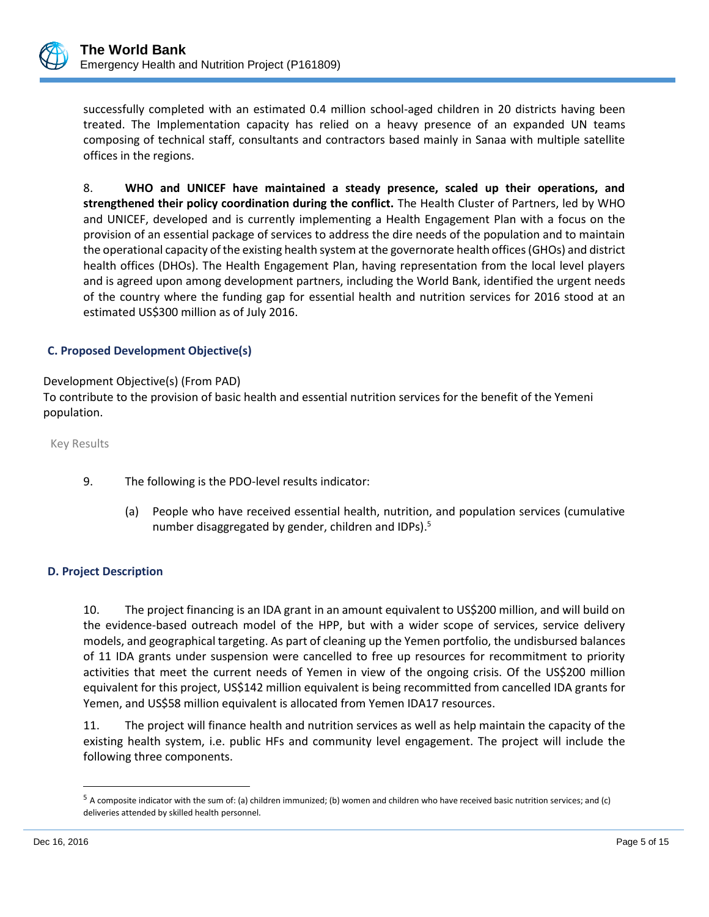successfully completed with an estimated 0.4 million school-aged children in 20 districts having been treated. The Implementation capacity has relied on a heavy presence of an expanded UN teams composing of technical staff, consultants and contractors based mainly in Sanaa with multiple satellite offices in the regions.

8. **WHO and UNICEF have maintained a steady presence, scaled up their operations, and strengthened their policy coordination during the conflict.** The Health Cluster of Partners, led by WHO and UNICEF, developed and is currently implementing a Health Engagement Plan with a focus on the provision of an essential package of services to address the dire needs of the population and to maintain the operational capacity of the existing health system at the governorate health offices (GHOs) and district health offices (DHOs). The Health Engagement Plan, having representation from the local level players and is agreed upon among development partners, including the World Bank, identified the urgent needs of the country where the funding gap for essential health and nutrition services for 2016 stood at an estimated US$300 million as of July 2016.

### C. Proposed Development Objective(s)

Development Objective(s) (From PAD)

To contribute to the provision of basic health and essential nutrition services for the benefit of the Yemeni population.

Key Results

9. The following is the PDO-level results indicator:

(a) People who have received essential health, nutrition, and population services (cumulative number disaggregated by gender, children and IDPs).[5]

### D. Project Description

10. The project financing is an IDA grant in an amount equivalent to US$200 million, and will build on the evidence-based outreach model of the HPP, but with a wider scope of services, service delivery models, and geographical targeting. As part of cleaning up the Yemen portfolio, the undisbursed balances of 11 IDA grants under suspension were cancelled to free up resources for recommitment to priority activities that meet the current needs of Yemen in view of the ongoing crisis. Of the US$200 million equivalent for this project, US$142 million equivalent is being recommitted from cancelled IDA grants for Yemen, and US$58 million equivalent is allocated from Yemen IDA17 resources.

11. The project will finance health and nutrition services as well as help maintain the capacity of the existing health system, i.e. public HFs and community level engagement. The project will include the following three components.

[5] A composite indicator with the sum of: (a) children immunized; (b) women and children who have received basic nutrition services; and (c) deliveries attended by skilled health personnel.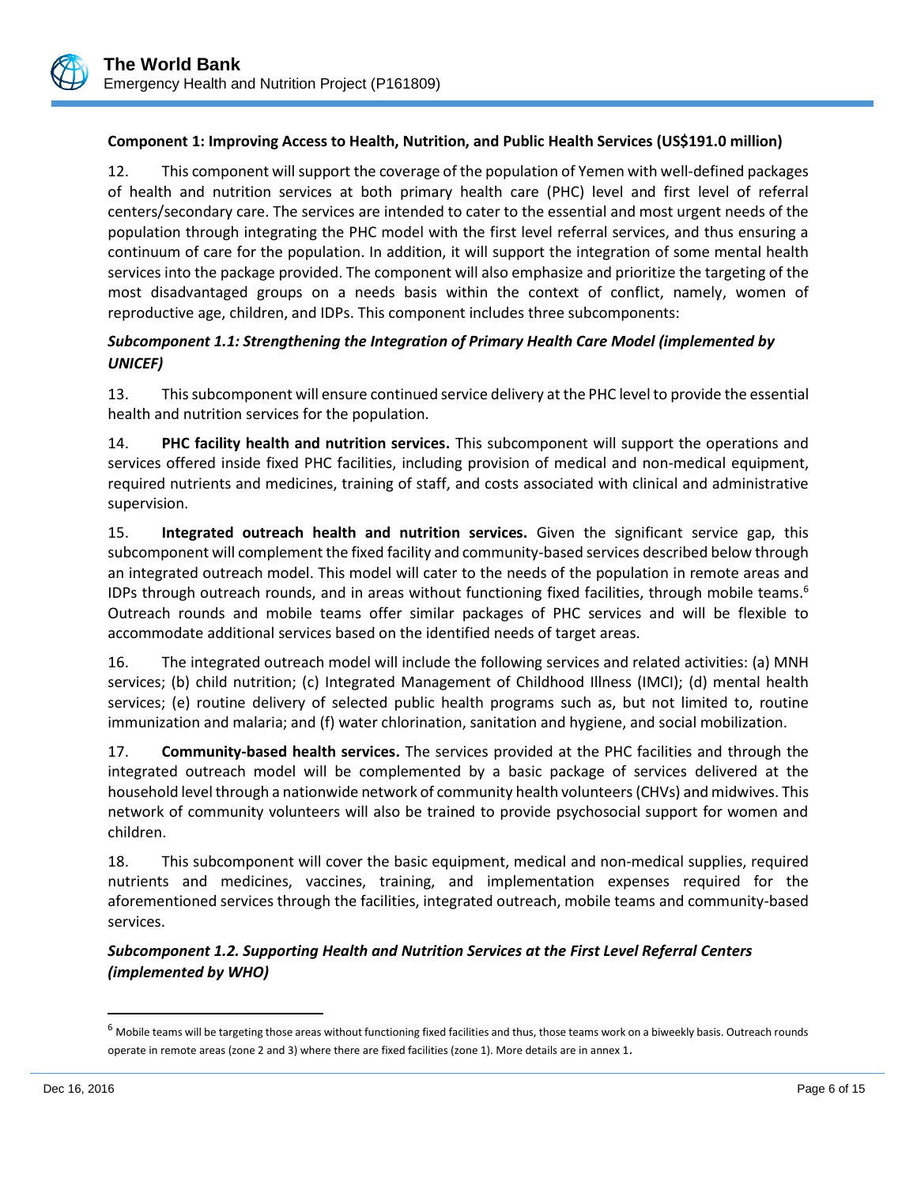**Component 1: Improving Access to Health, Nutrition, and Public Health Services (US$191.0 million)**

12. This component will support the coverage of the population of Yemen with well-defined packages of health and nutrition services at both primary health care (PHC) level and first level of referral centers/secondary care. The services are intended to cater to the essential and most urgent needs of the population through integrating the PHC model with the first level referral services, and thus ensuring a continuum of care for the population. In addition, it will support the integration of some mental health services into the package provided. The component will also emphasize and prioritize the targeting of the most disadvantaged groups on a needs basis within the context of conflict, namely, women of reproductive age, children, and IDPs. This component includes three subcomponents:

***Subcomponent 1.1: Strengthening the Integration of Primary Health Care Model (implemented by UNICEF)***

13. This subcomponent will ensure continued service delivery at the PHC level to provide the essential health and nutrition services for the population.

14. **PHC facility health and nutrition services.** This subcomponent will support the operations and services offered inside fixed PHC facilities, including provision of medical and non-medical equipment, required nutrients and medicines, training of staff, and costs associated with clinical and administrative supervision.

15. **Integrated outreach health and nutrition services.** Given the significant service gap, this subcomponent will complement the fixed facility and community-based services described below through an integrated outreach model. This model will cater to the needs of the population in remote areas and IDPs through outreach rounds, and in areas without functioning fixed facilities, through mobile teams.[6] Outreach rounds and mobile teams offer similar packages of PHC services and will be flexible to accommodate additional services based on the identified needs of target areas.

16. The integrated outreach model will include the following services and related activities: (a) MNH services; (b) child nutrition; (c) Integrated Management of Childhood Illness (IMCI); (d) mental health services; (e) routine delivery of selected public health programs such as, but not limited to, routine immunization and malaria; and (f) water chlorination, sanitation and hygiene, and social mobilization.

17. **Community-based health services.** The services provided at the PHC facilities and through the integrated outreach model will be complemented by a basic package of services delivered at the household level through a nationwide network of community health volunteers (CHVs) and midwives. This network of community volunteers will also be trained to provide psychosocial support for women and children.

18. This subcomponent will cover the basic equipment, medical and non-medical supplies, required nutrients and medicines, vaccines, training, and implementation expenses required for the aforementioned services through the facilities, integrated outreach, mobile teams and community-based services.

***Subcomponent 1.2. Supporting Health and Nutrition Services at the First Level Referral Centers (implemented by WHO)***

[6] Mobile teams will be targeting those areas without functioning fixed facilities and thus, those teams work on a biweekly basis. Outreach rounds operate in remote areas (zone 2 and 3) where there are fixed facilities (zone 1). More details are in annex 1.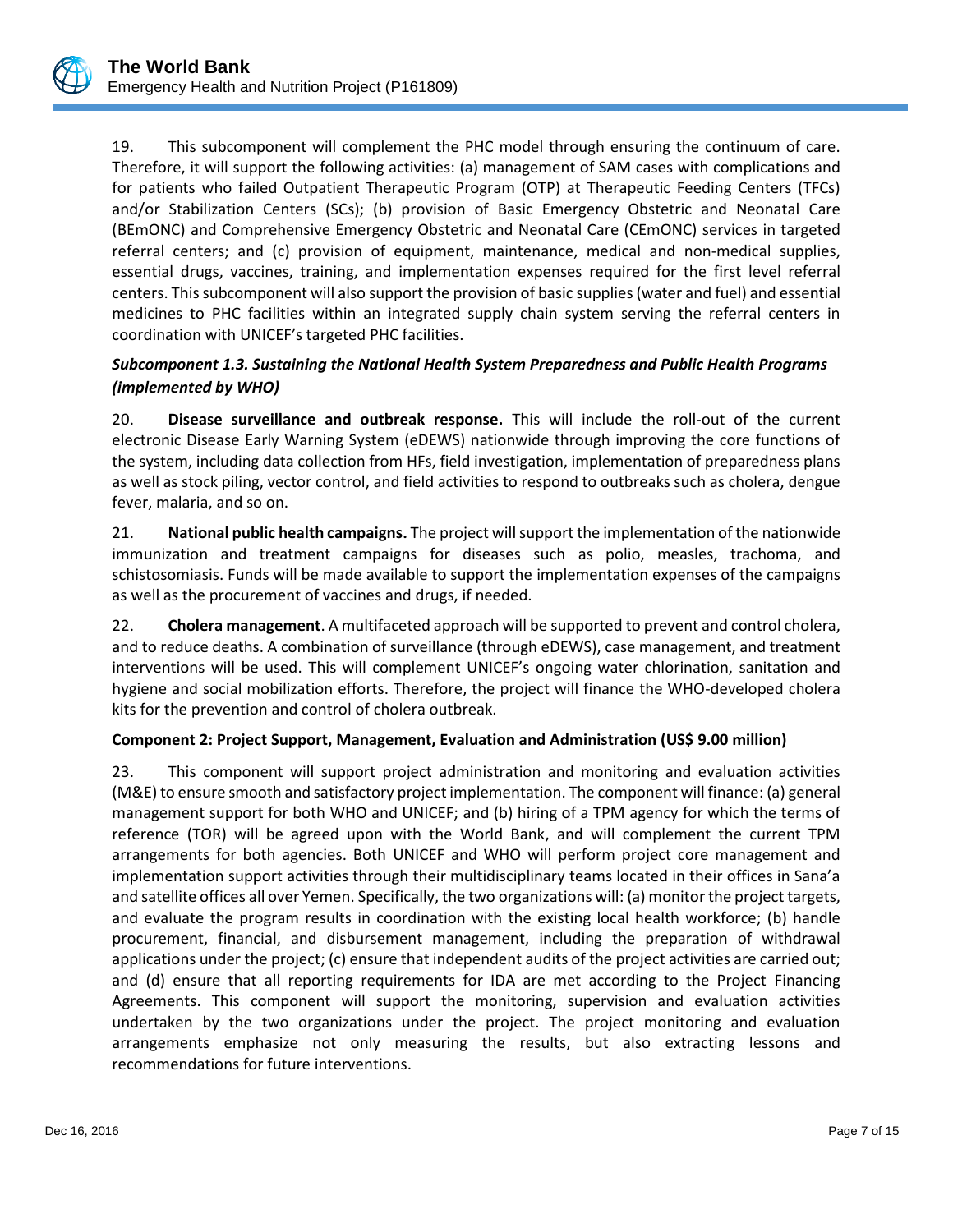19. This subcomponent will complement the PHC model through ensuring the continuum of care. Therefore, it will support the following activities: (a) management of SAM cases with complications and for patients who failed Outpatient Therapeutic Program (OTP) at Therapeutic Feeding Centers (TFCs) and/or Stabilization Centers (SCs); (b) provision of Basic Emergency Obstetric and Neonatal Care (BEmONC) and Comprehensive Emergency Obstetric and Neonatal Care (CEmONC) services in targeted referral centers; and (c) provision of equipment, maintenance, medical and non-medical supplies, essential drugs, vaccines, training, and implementation expenses required for the first level referral centers. This subcomponent will also support the provision of basic supplies (water and fuel) and essential medicines to PHC facilities within an integrated supply chain system serving the referral centers in coordination with UNICEF's targeted PHC facilities.

***Subcomponent 1.3. Sustaining the National Health System Preparedness and Public Health Programs (implemented by WHO)***

20. **Disease surveillance and outbreak response.** This will include the roll-out of the current electronic Disease Early Warning System (eDEWS) nationwide through improving the core functions of the system, including data collection from HFs, field investigation, implementation of preparedness plans as well as stock piling, vector control, and field activities to respond to outbreaks such as cholera, dengue fever, malaria, and so on.

21. **National public health campaigns.** The project will support the implementation of the nationwide immunization and treatment campaigns for diseases such as polio, measles, trachoma, and schistosomiasis. Funds will be made available to support the implementation expenses of the campaigns as well as the procurement of vaccines and drugs, if needed.

22. **Cholera management**. A multifaceted approach will be supported to prevent and control cholera, and to reduce deaths. A combination of surveillance (through eDEWS), case management, and treatment interventions will be used. This will complement UNICEF's ongoing water chlorination, sanitation and hygiene and social mobilization efforts. Therefore, the project will finance the WHO-developed cholera kits for the prevention and control of cholera outbreak.

**Component 2: Project Support, Management, Evaluation and Administration (US$ 9.00 million)**

23. This component will support project administration and monitoring and evaluation activities (M&E) to ensure smooth and satisfactory project implementation. The component will finance: (a) general management support for both WHO and UNICEF; and (b) hiring of a TPM agency for which the terms of reference (TOR) will be agreed upon with the World Bank, and will complement the current TPM arrangements for both agencies. Both UNICEF and WHO will perform project core management and implementation support activities through their multidisciplinary teams located in their offices in Sana'a and satellite offices all over Yemen. Specifically, the two organizations will: (a) monitor the project targets, and evaluate the program results in coordination with the existing local health workforce; (b) handle procurement, financial, and disbursement management, including the preparation of withdrawal applications under the project; (c) ensure that independent audits of the project activities are carried out; and (d) ensure that all reporting requirements for IDA are met according to the Project Financing Agreements. This component will support the monitoring, supervision and evaluation activities undertaken by the two organizations under the project. The project monitoring and evaluation arrangements emphasize not only measuring the results, but also extracting lessons and recommendations for future interventions.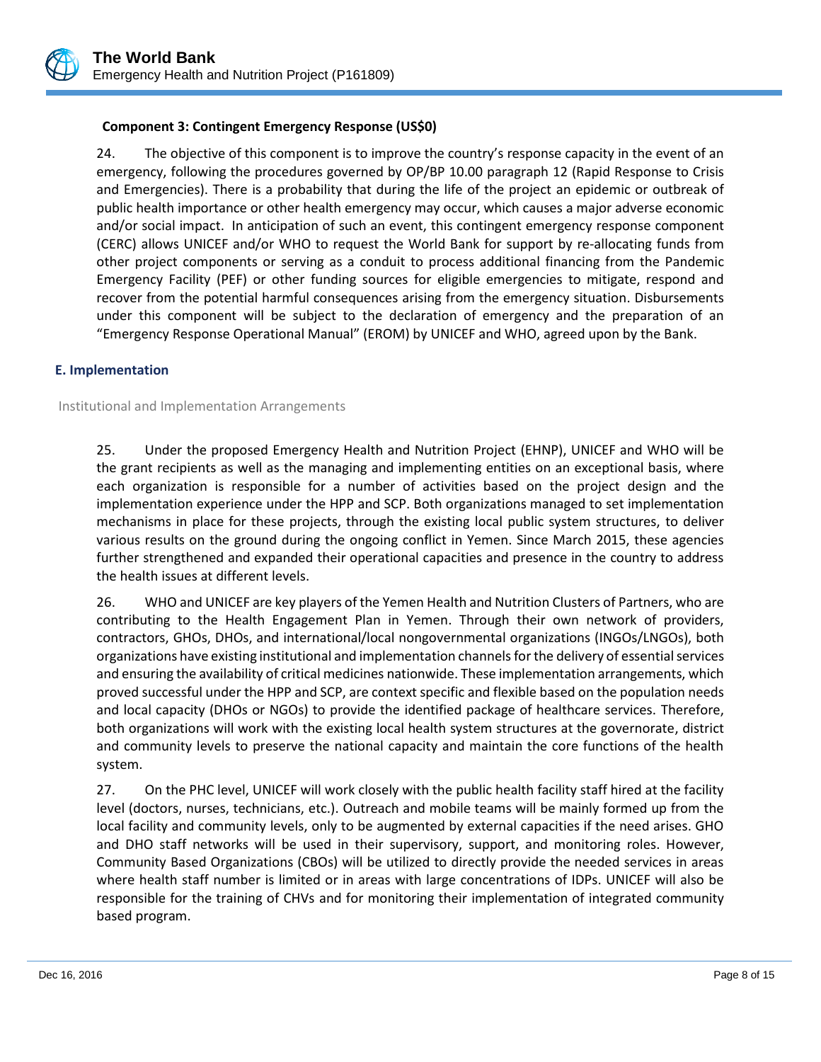**Component 3: Contingent Emergency Response (US$0)**

24. The objective of this component is to improve the country's response capacity in the event of an emergency, following the procedures governed by OP/BP 10.00 paragraph 12 (Rapid Response to Crisis and Emergencies). There is a probability that during the life of the project an epidemic or outbreak of public health importance or other health emergency may occur, which causes a major adverse economic and/or social impact. In anticipation of such an event, this contingent emergency response component (CERC) allows UNICEF and/or WHO to request the World Bank for support by re-allocating funds from other project components or serving as a conduit to process additional financing from the Pandemic Emergency Facility (PEF) or other funding sources for eligible emergencies to mitigate, respond and recover from the potential harmful consequences arising from the emergency situation. Disbursements under this component will be subject to the declaration of emergency and the preparation of an "Emergency Response Operational Manual" (EROM) by UNICEF and WHO, agreed upon by the Bank.

## E. Implementation

### Institutional and Implementation Arrangements

25. Under the proposed Emergency Health and Nutrition Project (EHNP), UNICEF and WHO will be the grant recipients as well as the managing and implementing entities on an exceptional basis, where each organization is responsible for a number of activities based on the project design and the implementation experience under the HPP and SCP. Both organizations managed to set implementation mechanisms in place for these projects, through the existing local public system structures, to deliver various results on the ground during the ongoing conflict in Yemen. Since March 2015, these agencies further strengthened and expanded their operational capacities and presence in the country to address the health issues at different levels.

26. WHO and UNICEF are key players of the Yemen Health and Nutrition Clusters of Partners, who are contributing to the Health Engagement Plan in Yemen. Through their own network of providers, contractors, GHOs, DHOs, and international/local nongovernmental organizations (INGOs/LNGOs), both organizations have existing institutional and implementation channels for the delivery of essential services and ensuring the availability of critical medicines nationwide. These implementation arrangements, which proved successful under the HPP and SCP, are context specific and flexible based on the population needs and local capacity (DHOs or NGOs) to provide the identified package of healthcare services. Therefore, both organizations will work with the existing local health system structures at the governorate, district and community levels to preserve the national capacity and maintain the core functions of the health system.

27. On the PHC level, UNICEF will work closely with the public health facility staff hired at the facility level (doctors, nurses, technicians, etc.). Outreach and mobile teams will be mainly formed up from the local facility and community levels, only to be augmented by external capacities if the need arises. GHO and DHO staff networks will be used in their supervisory, support, and monitoring roles. However, Community Based Organizations (CBOs) will be utilized to directly provide the needed services in areas where health staff number is limited or in areas with large concentrations of IDPs. UNICEF will also be responsible for the training of CHVs and for monitoring their implementation of integrated community based program.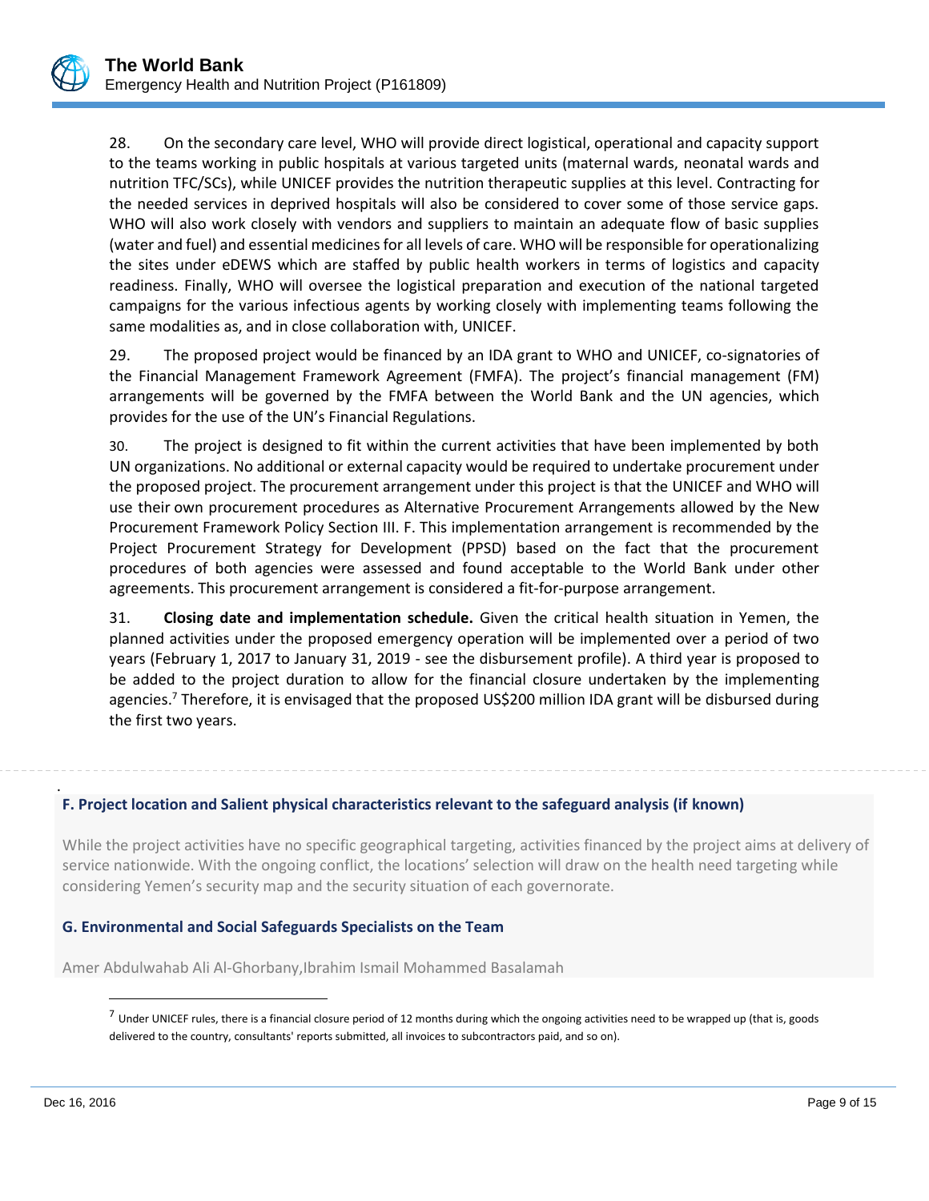28. On the secondary care level, WHO will provide direct logistical, operational and capacity support to the teams working in public hospitals at various targeted units (maternal wards, neonatal wards and nutrition TFC/SCs), while UNICEF provides the nutrition therapeutic supplies at this level. Contracting for the needed services in deprived hospitals will also be considered to cover some of those service gaps. WHO will also work closely with vendors and suppliers to maintain an adequate flow of basic supplies (water and fuel) and essential medicines for all levels of care. WHO will be responsible for operationalizing the sites under eDEWS which are staffed by public health workers in terms of logistics and capacity readiness. Finally, WHO will oversee the logistical preparation and execution of the national targeted campaigns for the various infectious agents by working closely with implementing teams following the same modalities as, and in close collaboration with, UNICEF.

29. The proposed project would be financed by an IDA grant to WHO and UNICEF, co-signatories of the Financial Management Framework Agreement (FMFA). The project's financial management (FM) arrangements will be governed by the FMFA between the World Bank and the UN agencies, which provides for the use of the UN's Financial Regulations.

30. The project is designed to fit within the current activities that have been implemented by both UN organizations. No additional or external capacity would be required to undertake procurement under the proposed project. The procurement arrangement under this project is that the UNICEF and WHO will use their own procurement procedures as Alternative Procurement Arrangements allowed by the New Procurement Framework Policy Section III. F. This implementation arrangement is recommended by the Project Procurement Strategy for Development (PPSD) based on the fact that the procurement procedures of both agencies were assessed and found acceptable to the World Bank under other agreements. This procurement arrangement is considered a fit-for-purpose arrangement.

31. **Closing date and implementation schedule.** Given the critical health situation in Yemen, the planned activities under the proposed emergency operation will be implemented over a period of two years (February 1, 2017 to January 31, 2019 - see the disbursement profile). A third year is proposed to be added to the project duration to allow for the financial closure undertaken by the implementing agencies.[7] Therefore, it is envisaged that the proposed US$200 million IDA grant will be disbursed during the first two years.

### F. Project location and Salient physical characteristics relevant to the safeguard analysis (if known)

While the project activities have no specific geographical targeting, activities financed by the project aims at delivery of service nationwide. With the ongoing conflict, the locations' selection will draw on the health need targeting while considering Yemen's security map and the security situation of each governorate.

### G. Environmental and Social Safeguards Specialists on the Team

Amer Abdulwahab Ali Al-Ghorbany,Ibrahim Ismail Mohammed Basalamah

---

[7] Under UNICEF rules, there is a financial closure period of 12 months during which the ongoing activities need to be wrapped up (that is, goods delivered to the country, consultants' reports submitted, all invoices to subcontractors paid, and so on).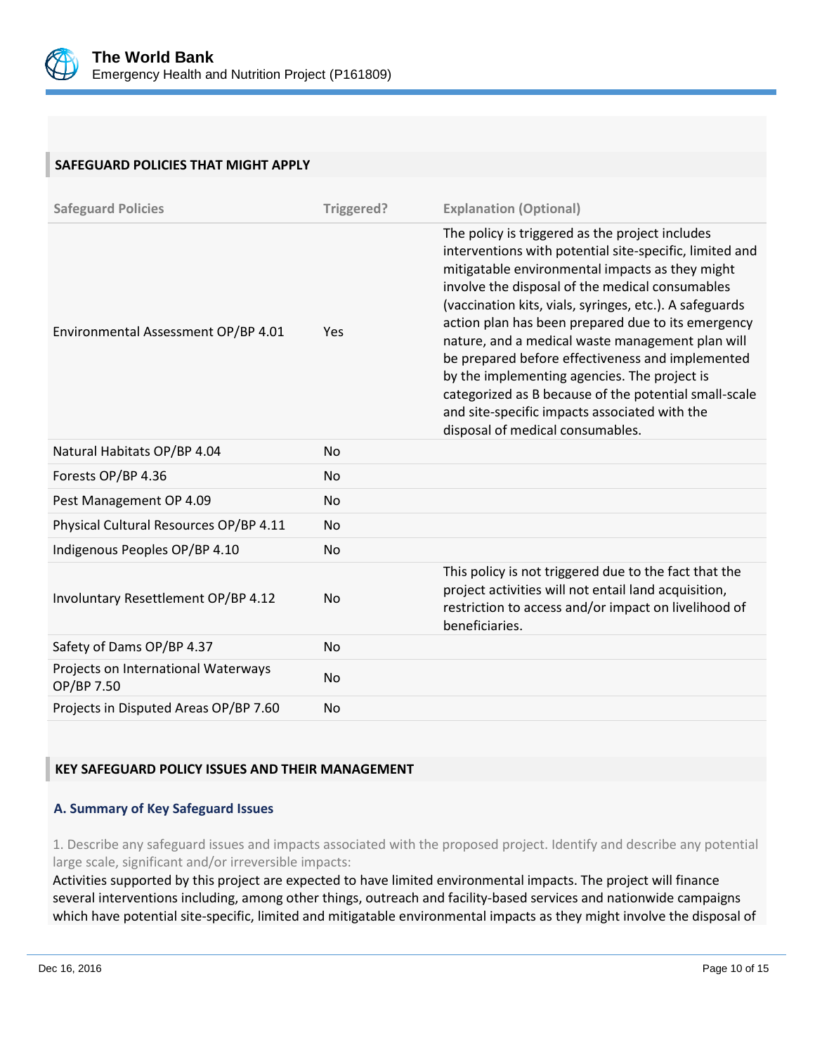## SAFEGUARD POLICIES THAT MIGHT APPLY

| Safeguard Policies | Triggered? | Explanation (Optional) |
| --- | --- | --- |
| Environmental Assessment OP/BP 4.01 | Yes | The policy is triggered as the project includes interventions with potential site-specific, limited and mitigatable environmental impacts as they might involve the disposal of the medical consumables (vaccination kits, vials, syringes, etc.). A safeguards action plan has been prepared due to its emergency nature, and a medical waste management plan will be prepared before effectiveness and implemented by the implementing agencies. The project is categorized as B because of the potential small-scale and site-specific impacts associated with the disposal of medical consumables. |
| Natural Habitats OP/BP 4.04 | No | |
| Forests OP/BP 4.36 | No | |
| Pest Management OP 4.09 | No | |
| Physical Cultural Resources OP/BP 4.11 | No | |
| Indigenous Peoples OP/BP 4.10 | No | |
| Involuntary Resettlement OP/BP 4.12 | No | This policy is not triggered due to the fact that the project activities will not entail land acquisition, restriction to access and/or impact on livelihood of beneficiaries. |
| Safety of Dams OP/BP 4.37 | No | |
| Projects on International Waterways OP/BP 7.50 | No | |
| Projects in Disputed Areas OP/BP 7.60 | No | |

## KEY SAFEGUARD POLICY ISSUES AND THEIR MANAGEMENT

### A. Summary of Key Safeguard Issues

1. Describe any safeguard issues and impacts associated with the proposed project. Identify and describe any potential large scale, significant and/or irreversible impacts:

Activities supported by this project are expected to have limited environmental impacts. The project will finance several interventions including, among other things, outreach and facility-based services and nationwide campaigns which have potential site-specific, limited and mitigatable environmental impacts as they might involve the disposal of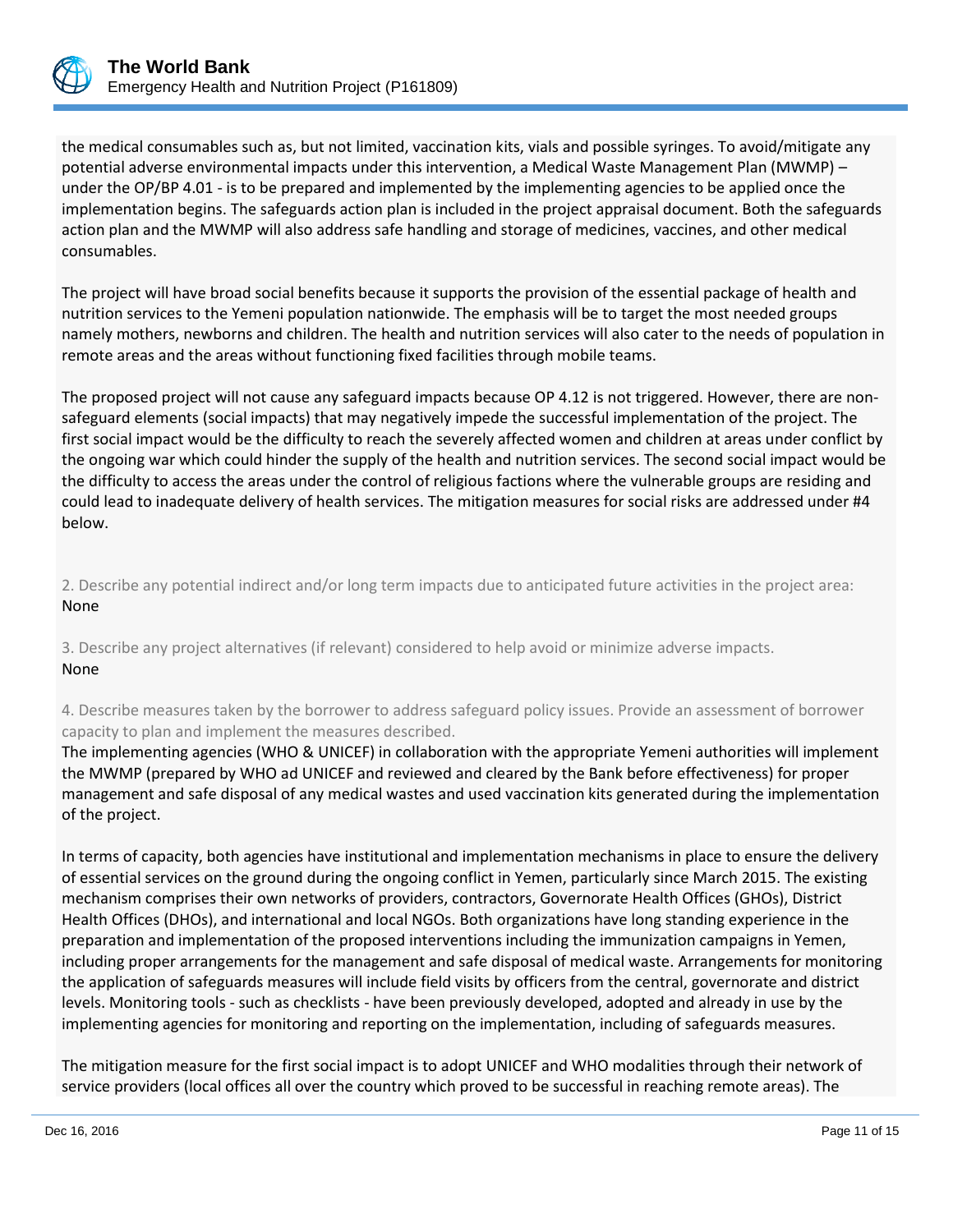the medical consumables such as, but not limited, vaccination kits, vials and possible syringes. To avoid/mitigate any potential adverse environmental impacts under this intervention, a Medical Waste Management Plan (MWMP) – under the OP/BP 4.01 - is to be prepared and implemented by the implementing agencies to be applied once the implementation begins. The safeguards action plan is included in the project appraisal document. Both the safeguards action plan and the MWMP will also address safe handling and storage of medicines, vaccines, and other medical consumables.

The project will have broad social benefits because it supports the provision of the essential package of health and nutrition services to the Yemeni population nationwide. The emphasis will be to target the most needed groups namely mothers, newborns and children. The health and nutrition services will also cater to the needs of population in remote areas and the areas without functioning fixed facilities through mobile teams.

The proposed project will not cause any safeguard impacts because OP 4.12 is not triggered. However, there are non-safeguard elements (social impacts) that may negatively impede the successful implementation of the project. The first social impact would be the difficulty to reach the severely affected women and children at areas under conflict by the ongoing war which could hinder the supply of the health and nutrition services. The second social impact would be the difficulty to access the areas under the control of religious factions where the vulnerable groups are residing and could lead to inadequate delivery of health services. The mitigation measures for social risks are addressed under #4 below.

2. Describe any potential indirect and/or long term impacts due to anticipated future activities in the project area:
None

3. Describe any project alternatives (if relevant) considered to help avoid or minimize adverse impacts.
None

4. Describe measures taken by the borrower to address safeguard policy issues. Provide an assessment of borrower capacity to plan and implement the measures described.
The implementing agencies (WHO & UNICEF) in collaboration with the appropriate Yemeni authorities will implement the MWMP (prepared by WHO ad UNICEF and reviewed and cleared by the Bank before effectiveness) for proper management and safe disposal of any medical wastes and used vaccination kits generated during the implementation of the project.

In terms of capacity, both agencies have institutional and implementation mechanisms in place to ensure the delivery of essential services on the ground during the ongoing conflict in Yemen, particularly since March 2015. The existing mechanism comprises their own networks of providers, contractors, Governorate Health Offices (GHOs), District Health Offices (DHOs), and international and local NGOs. Both organizations have long standing experience in the preparation and implementation of the proposed interventions including the immunization campaigns in Yemen, including proper arrangements for the management and safe disposal of medical waste. Arrangements for monitoring the application of safeguards measures will include field visits by officers from the central, governorate and district levels. Monitoring tools - such as checklists - have been previously developed, adopted and already in use by the implementing agencies for monitoring and reporting on the implementation, including of safeguards measures.

The mitigation measure for the first social impact is to adopt UNICEF and WHO modalities through their network of service providers (local offices all over the country which proved to be successful in reaching remote areas). The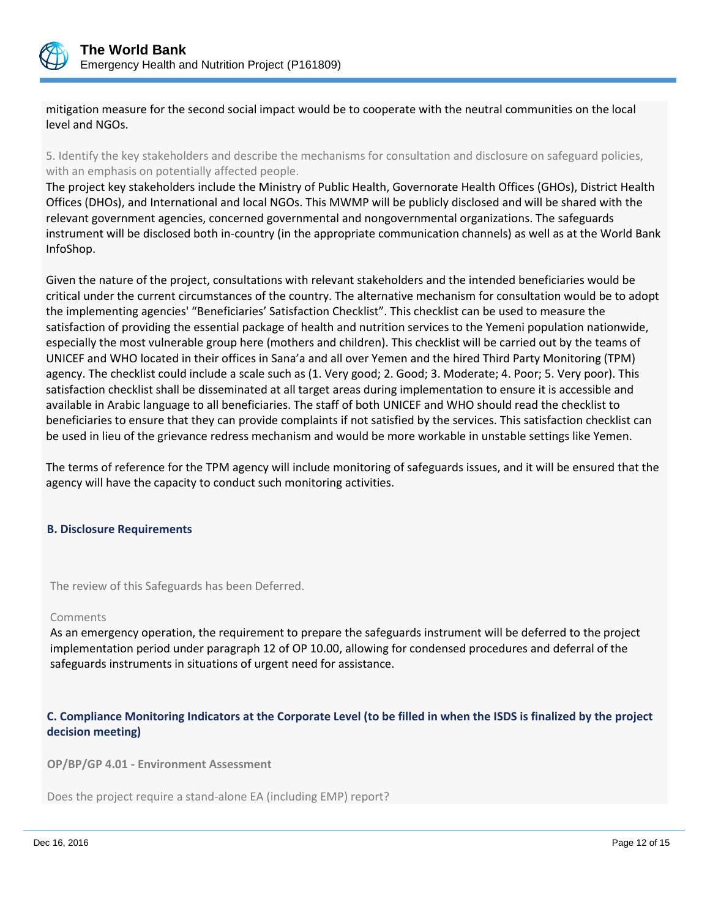mitigation measure for the second social impact would be to cooperate with the neutral communities on the local level and NGOs.

5. Identify the key stakeholders and describe the mechanisms for consultation and disclosure on safeguard policies, with an emphasis on potentially affected people.

The project key stakeholders include the Ministry of Public Health, Governorate Health Offices (GHOs), District Health Offices (DHOs), and International and local NGOs. This MWMP will be publicly disclosed and will be shared with the relevant government agencies, concerned governmental and nongovernmental organizations. The safeguards instrument will be disclosed both in-country (in the appropriate communication channels) as well as at the World Bank InfoShop.

Given the nature of the project, consultations with relevant stakeholders and the intended beneficiaries would be critical under the current circumstances of the country. The alternative mechanism for consultation would be to adopt the implementing agencies' "Beneficiaries' Satisfaction Checklist". This checklist can be used to measure the satisfaction of providing the essential package of health and nutrition services to the Yemeni population nationwide, especially the most vulnerable group here (mothers and children). This checklist will be carried out by the teams of UNICEF and WHO located in their offices in Sana'a and all over Yemen and the hired Third Party Monitoring (TPM) agency. The checklist could include a scale such as (1. Very good; 2. Good; 3. Moderate; 4. Poor; 5. Very poor). This satisfaction checklist shall be disseminated at all target areas during implementation to ensure it is accessible and available in Arabic language to all beneficiaries. The staff of both UNICEF and WHO should read the checklist to beneficiaries to ensure that they can provide complaints if not satisfied by the services. This satisfaction checklist can be used in lieu of the grievance redress mechanism and would be more workable in unstable settings like Yemen.

The terms of reference for the TPM agency will include monitoring of safeguards issues, and it will be ensured that the agency will have the capacity to conduct such monitoring activities.

### B. Disclosure Requirements

The review of this Safeguards has been Deferred.

Comments

As an emergency operation, the requirement to prepare the safeguards instrument will be deferred to the project implementation period under paragraph 12 of OP 10.00, allowing for condensed procedures and deferral of the safeguards instruments in situations of urgent need for assistance.

### C. Compliance Monitoring Indicators at the Corporate Level (to be filled in when the ISDS is finalized by the project decision meeting)

**OP/BP/GP 4.01 - Environment Assessment**

Does the project require a stand-alone EA (including EMP) report?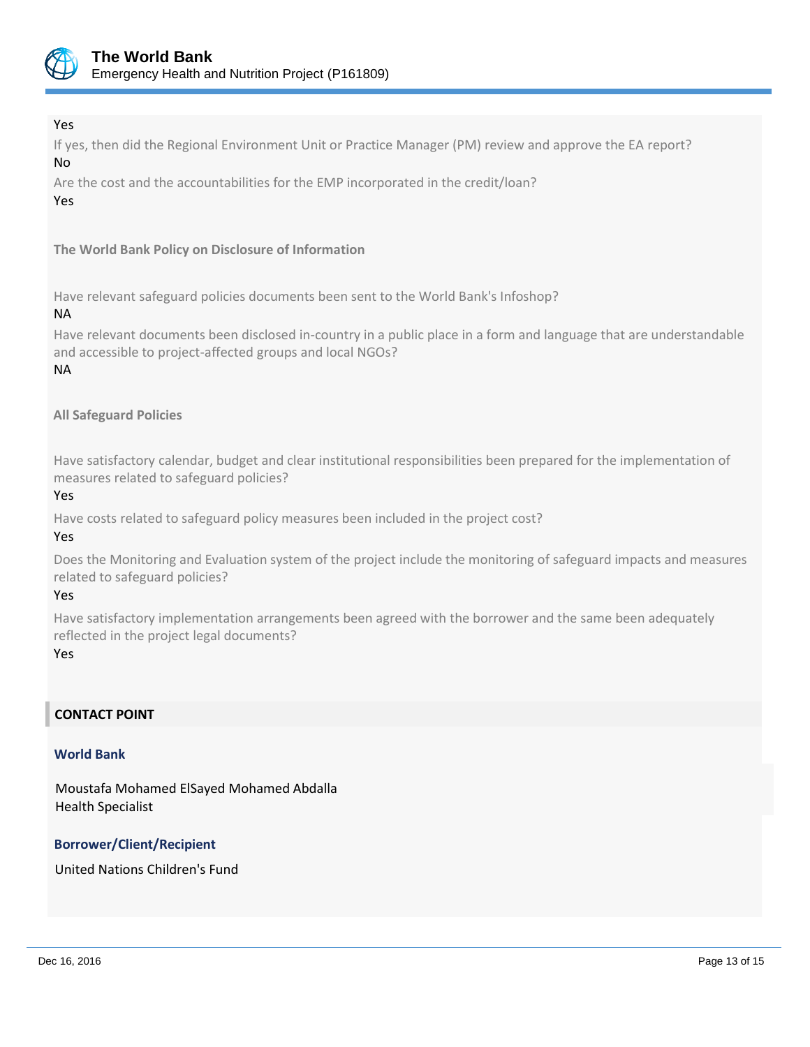Yes

If yes, then did the Regional Environment Unit or Practice Manager (PM) review and approve the EA report?

No

Are the cost and the accountabilities for the EMP incorporated in the credit/loan?

Yes

**The World Bank Policy on Disclosure of Information**

Have relevant safeguard policies documents been sent to the World Bank's Infoshop?

NA

Have relevant documents been disclosed in-country in a public place in a form and language that are understandable and accessible to project-affected groups and local NGOs?

NA

**All Safeguard Policies**

Have satisfactory calendar, budget and clear institutional responsibilities been prepared for the implementation of measures related to safeguard policies?

Yes

Have costs related to safeguard policy measures been included in the project cost?

Yes

Does the Monitoring and Evaluation system of the project include the monitoring of safeguard impacts and measures related to safeguard policies?

Yes

Have satisfactory implementation arrangements been agreed with the borrower and the same been adequately reflected in the project legal documents?

Yes

## CONTACT POINT

### World Bank

Moustafa Mohamed ElSayed Mohamed Abdalla
Health Specialist

### Borrower/Client/Recipient

United Nations Children's Fund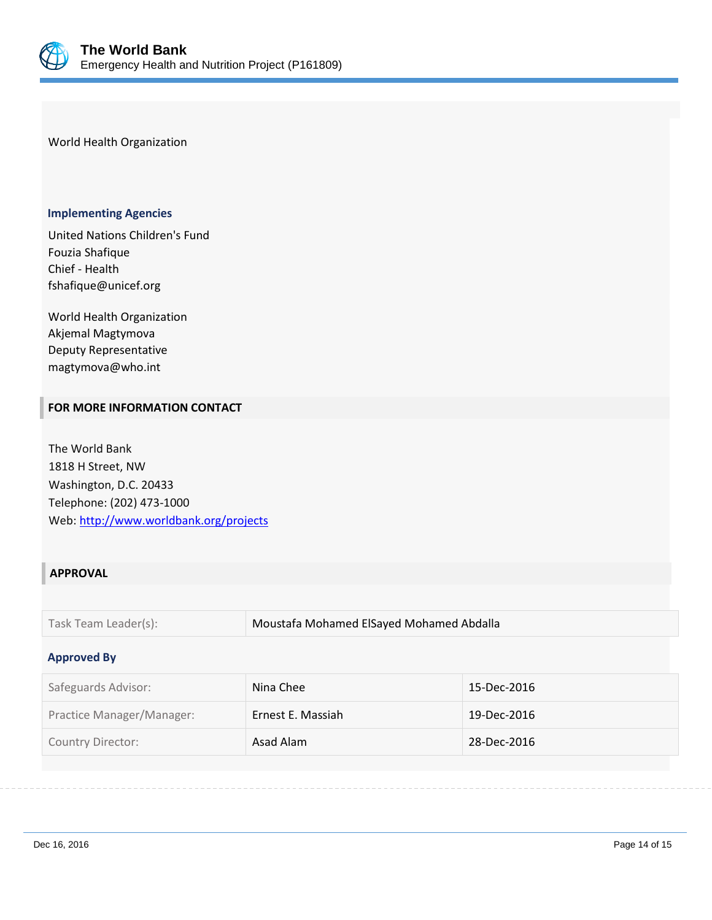World Health Organization

### Implementing Agencies

United Nations Children's Fund
Fouzia Shafique
Chief - Health
fshafique@unicef.org

World Health Organization
Akjemal Magtymova
Deputy Representative
magtymova@who.int

## FOR MORE INFORMATION CONTACT

The World Bank
1818 H Street, NW
Washington, D.C. 20433
Telephone: (202) 473-1000
Web: [http://www.worldbank.org/projects](http://www.worldbank.org/projects)

## APPROVAL

| Task Team Leader(s): | Moustafa Mohamed ElSayed Mohamed Abdalla |
|---|---|

### Approved By

| Safeguards Advisor: | Nina Chee | 15-Dec-2016 |
|---|---|---|
| Practice Manager/Manager: | Ernest E. Massiah | 19-Dec-2016 |
| Country Director: | Asad Alam | 28-Dec-2016 |